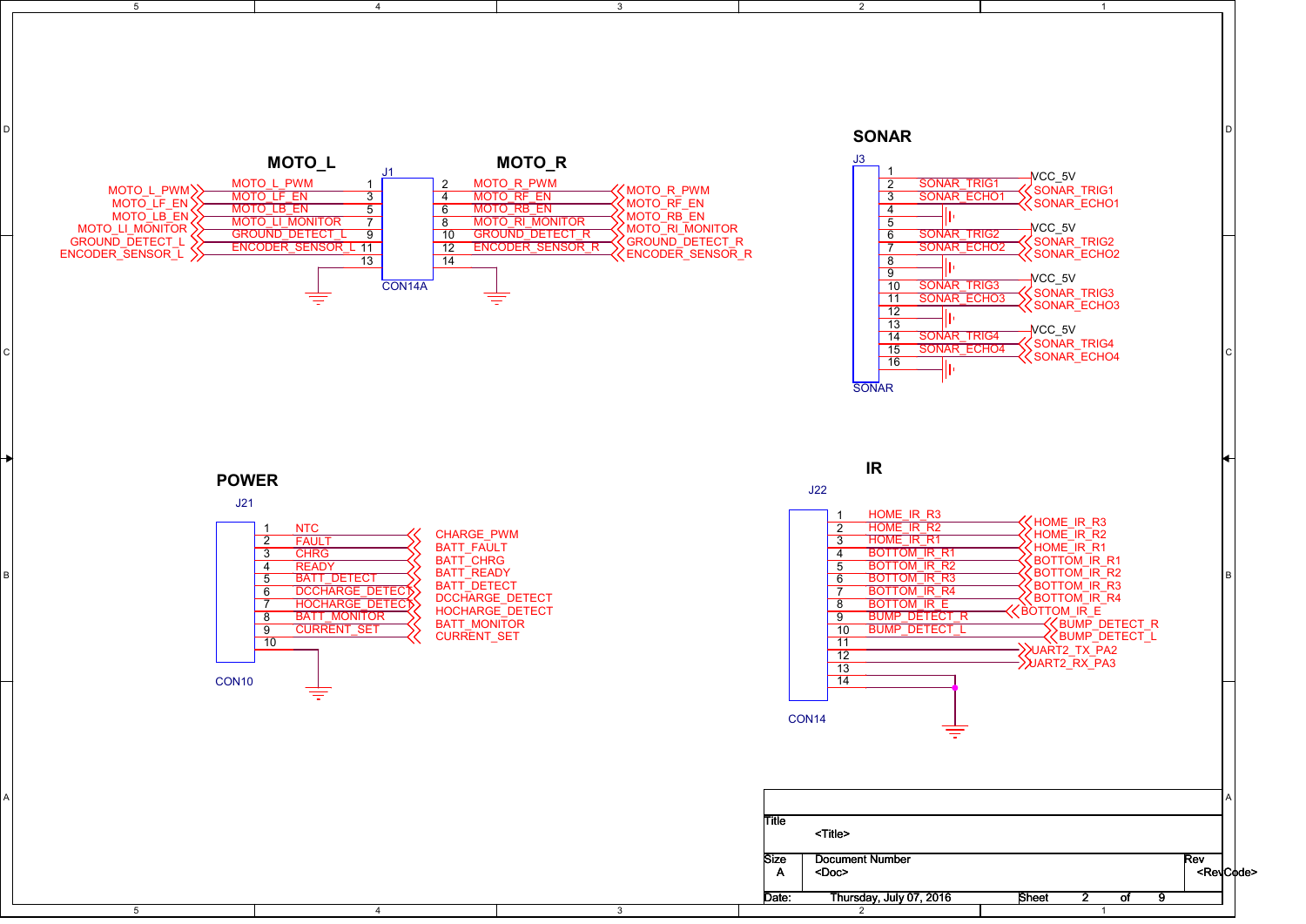## MOTO_L

J1 — CON14A

| Pin | Net | Pin | Net |
|---|---|---|---|
| 1 | MOTO_L_PWM | 2 | MOTO_R_PWM |
| 3 | MOTO_LF_EN | 4 | MOTO_RF_EN |
| 5 | MOTO_LB_EN | 6 | MOTO_RB_EN |
| 7 | MOTO_LI_MONITOR | 8 | MOTO_RI_MONITOR |
| 9 | GROUND_DETECT_L | 10 | GROUND_DETECT_R |
| 11 | ENCODER_SENSOR_L | 12 | ENCODER_SENSOR_R |
| 13 | GND | 14 | GND |

## MOTO_R

## SONAR

J3 — SONAR

| Pin | Net |
|---|---|
| 1 | VCC_5V |
| 2 | SONAR_TRIG1 |
| 3 | SONAR_ECHO1 |
| 4 | GND |
| 5 | VCC_5V |
| 6 | SONAR_TRIG2 |
| 7 | SONAR_ECHO2 |
| 8 | GND |
| 9 | VCC_5V |
| 10 | SONAR_TRIG3 |
| 11 | SONAR_ECHO3 |
| 12 | GND |
| 13 | VCC_5V |
| 14 | SONAR_TRIG4 |
| 15 | SONAR_ECHO4 |
| 16 | GND |

## POWER

J21 — CON10

| Pin | Net | Port |
|---|---|---|
| 1 | NTC | CHARGE_PWM |
| 2 | FAULT | BATT_FAULT |
| 3 | CHRG | BATT_CHRG |
| 4 | READY | BATT_READY |
| 5 | BATT_DETECT | BATT_DETECT |
| 6 | DCCHARGE_DETECT | DCCHARGE_DETECT |
| 7 | HOCHARGE_DETECT | HOCHARGE_DETECT |
| 8 | BATT_MONITOR | BATT_MONITOR |
| 9 | CURRENT_SET | CURRENT_SET |
| 10 | GND | |

## IR

J22 — CON14

| Pin | Net |
|---|---|
| 1 | HOME_IR_R3 |
| 2 | HOME_IR_R2 |
| 3 | HOME_IR_R1 |
| 4 | BOTTOM_IR_R1 |
| 5 | BOTTOM_IR_R2 |
| 6 | BOTTOM_IR_R3 |
| 7 | BOTTOM_IR_R4 |
| 8 | BOTTOM_IR_E |
| 9 | BUMP_DETECT_R |
| 10 | BUMP_DETECT_L |
| 11 | UART2_TX_PA2 |
| 12 | UART2_RX_PA3 |
| 13 | GND |
| 14 | GND |

| Title | <Title> | |
|---|---|---|
| Size: A | Document Number: <Doc> | Rev: <RevCode> |
| Date: Thursday, July 07, 2016 | Sheet 2 of 9 | |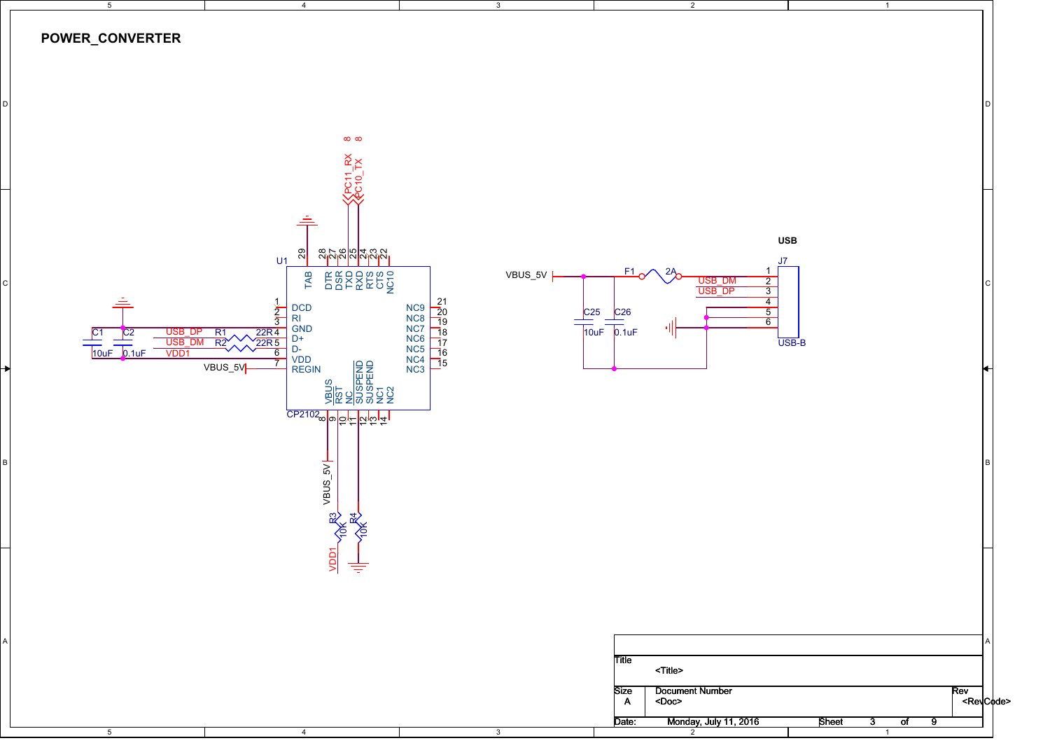# POWER_CONVERTER

U1 — CP2102

| Pin | Name |
|---|---|
| 1 | DCD |
| 2 | RI |
| 3 | GND |
| 4 | D+ |
| 5 | D- |
| 6 | VDD |
| 7 | REGIN |
| 8 | VBUS |
| 9 | RST |
| 10 | NC |
| 11 | SUSPEND |
| 12 | SUSPEND |
| 13 | NC1 |
| 14 | NC2 |
| 15 | NC3 |
| 16 | NC4 |
| 17 | NC5 |
| 18 | NC6 |
| 19 | NC7 |
| 20 | NC8 |
| 21 | NC9 |
| 22 | NC10 |
| 23 | CTS |
| 24 | RTS |
| 25 | RXD |
| 26 | TXD |
| 27 | DSR |
| 28 | DTR |
| 29 | TAB |

PC11_RX 8
PC10_TX 8

USB_DP — R1 22R
USB_DM — R2 22R
VDD1
VBUS_5V

C1 10uF
C2 0.1uF

R3 10K — VDD1
R4 10K

VBUS_5V

## USB

J7 USB-B

VBUS_5V — F1 2A

USB_DM 2
USB_DP 3

Pins: 1, 2, 3, 4, 5, 6

C25 10uF
C26 0.1uF

| Title | <Title> | |
|---|---|---|
| Size A | Document Number <Doc> | Rev <RevCode> |
| Date: Monday, July 11, 2016 | Sheet 3 of 9 | |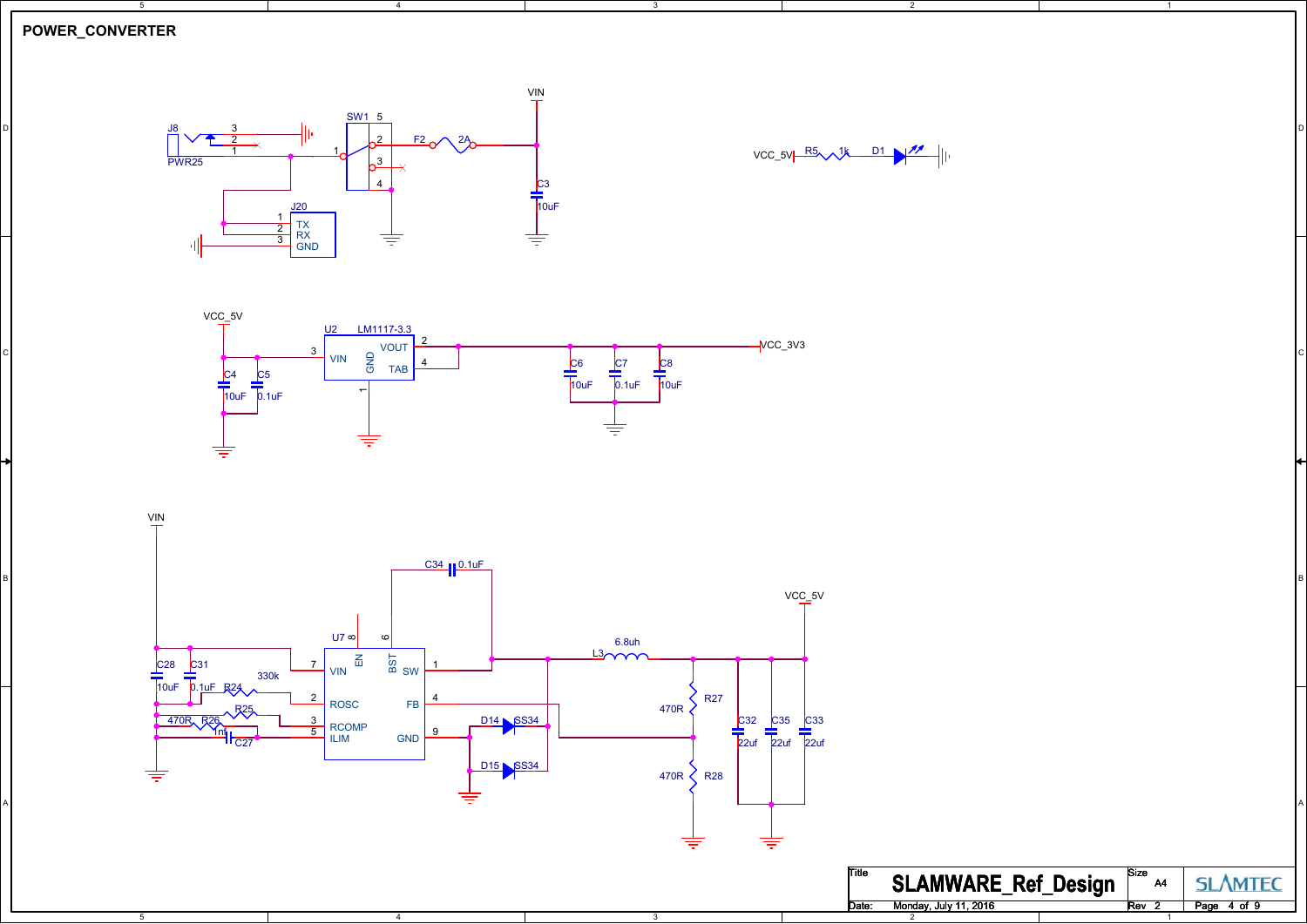# POWER_CONVERTER

J8
PWR25
3
2
1

SW1
5
1
2
3
4

F2
2A

VIN

C3
10uF

J20
1 TX
2 RX
3 GND

VCC_5V R5 1k D1

VCC_5V

U2 LM1117-3.3
3 VIN
GND
1
VOUT 2
TAB 4

C4 10uF
C5 0.1uF

C6 10uF
C7 0.1uF
C8 10uF

VCC_3V3

VIN

C34 0.1uF

U7
8 EN
6 BST
7 VIN
2 ROSC
3 RCOMP
5 ILIM
SW 1
FB 4
GND 9

C28 10uF
C31 0.1uF
R24 330k
R25
470R R26
1nf C27

D14 SS34
D15 SS34

L3 6.8uh

VCC_5V

R27 470R
R28 470R

C32 22uf
C35 22uf
C33 22uf

| Title | SLAMWARE_Ref_Design | Size A4 | SLAMTEC |
|---|---|---|---|
| Date: | Monday, July 11, 2016 | Rev 2 | Page 4 of 9 |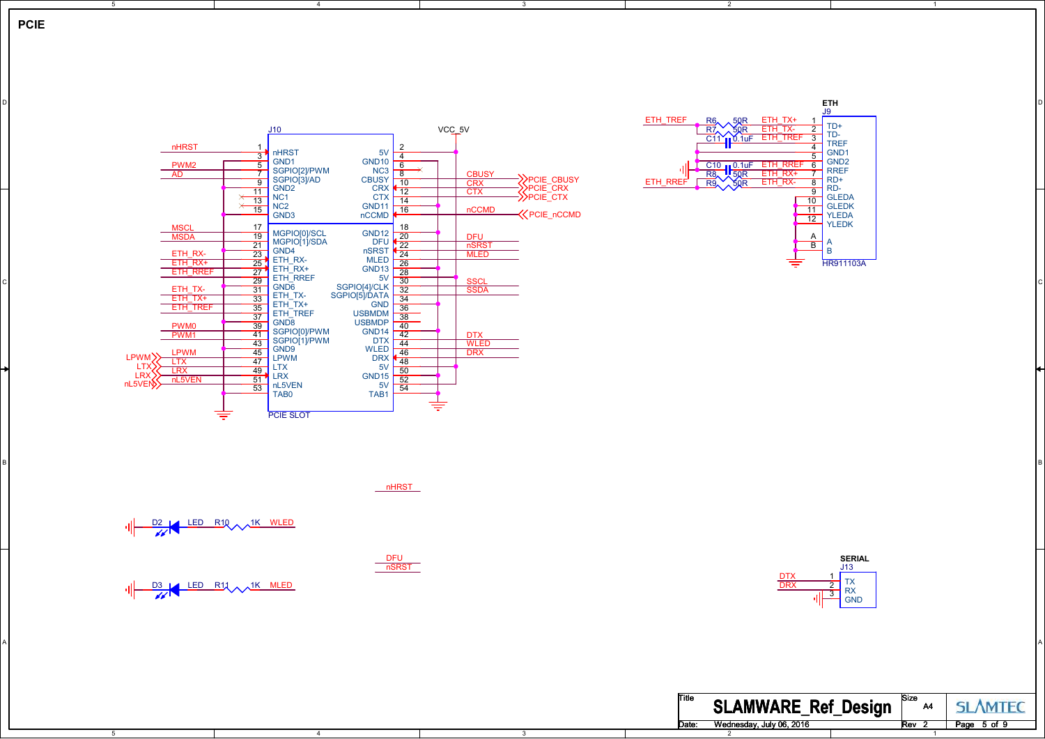# PCIE

## J10 — PCIE SLOT

| Net | Pin | Name | Name | Pin | Net |
|---|---|---|---|---|---|
| nHRST | 1 | nHRST | 5V | 2 | VCC_5V |
| GND | 3 | GND1 | GND10 | 4 | GND |
| PWM2 | 5 | SGPIO[2]/PWM | NC3 | 6 | |
| AD | 7 | SGPIO[3]/AD | CBUSY | 8 | CBUSY (PCIE_CBUSY) |
| GND | 9 | GND2 | CRX | 10 | CRX (PCIE_CRX) |
| | 11 | NC1 | CTX | 12 | CTX (PCIE_CTX) |
| | 13 | NC2 | GND11 | 14 | GND |
| GND | 15 | GND3 | nCCMD | 16 | nCCMD (PCIE_nCCMD) |
| MSCL | 17 | MGPIO[0]/SCL | GND12 | 18 | GND |
| MSDA | 19 | MGPIO[1]/SDA | DFU | 20 | DFU |
| GND | 21 | GND4 | nSRST | 22 | nSRST |
| ETH_RX- | 23 | ETH_RX- | MLED | 24 | MLED |
| ETH_RX+ | 25 | ETH_RX+ | GND13 | 26 | GND |
| ETH_RREF | 27 | ETH_RREF | 5V | 28 | VCC_5V |
| GND | 29 | GND6 | SGPIO[4]/CLK | 30 | SSCL |
| ETH_TX- | 31 | ETH_TX- | SGPIO[5]/DATA | 32 | SSDA |
| ETH_TX+ | 33 | ETH_TX+ | GND | 34 | GND |
| ETH_TREF | 35 | ETH_TREF | USBMDM | 36 | |
| GND | 37 | GND8 | USBMDP | 38 | |
| PWM0 | 39 | SGPIO[0]/PWM | GND14 | 40 | GND |
| PWM1 | 41 | SGPIO[1]/PWM | DTX | 42 | DTX |
| GND | 43 | GND9 | WLED | 44 | WLED |
| LPWM | 45 | LPWM | DRX | 46 | DRX |
| LTX | 47 | LTX | 5V | 48 | VCC_5V |
| LRX | 49 | LRX | GND15 | 50 | GND |
| nL5VEN | 51 | nL5VEN | 5V | 52 | VCC_5V |
| GND | 53 | TAB0 | TAB1 | 54 | GND |

Ports: LPWM, LTX, LRX, nL5VEN

## ETH — J9 (HR911103A)

| Pin | Name | Connection |
|---|---|---|
| 1 | TD+ | ETH_TX+ via R6 50R from ETH_TREF |
| 2 | TD- | ETH_TX- via R7 50R |
| 3 | TREF | ETH_TREF, C11 0.1uF |
| 4 | GND1 | |
| 5 | GND2 | |
| 6 | RREF | ETH_RREF, C10 0.1uF to GND |
| 7 | RD+ | ETH_RX+ via R8 50R from ETH_RREF |
| 8 | RD- | ETH_RX- via R9 50R |
| 9 | GLEDA | |
| 10 | GLEDK | GND |
| 11 | YLEDA | GND |
| 12 | YLEDK | GND |
| A | A | GND |
| B | B | GND |

## LEDs

- D2 LED — R10 1K — WLED
- D3 LED — R11 1K — MLED

Nets: nHRST, DFU, nSRST

## SERIAL — J13

| Pin | Name | Net |
|---|---|---|
| 1 | TX | DTX |
| 2 | RX | DRX |
| 3 | GND | GND |

| Title | SLAMWARE_Ref_Design | Size | A4 |
|---|---|---|---|
| Date: | Wednesday, July 06, 2016 | Rev | 2 |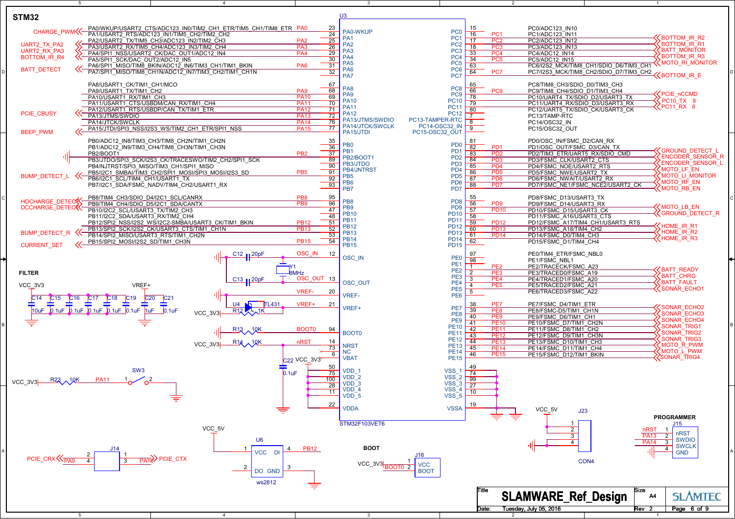## STM32

### U3 — STM32F103VET6

| Net Label | Signal Description | Net | Pin | Pin Name |
|---|---|---|---|---|
| CHARGE_PWM | PA0/WKUP/USART2_CTS/ADC123_IN0/TIM2_CH1_ETR/TIM5_CH1/TIM8_ETR | PA0 | 23 | PA0-WKUP |
| | PA1/USART2_RTS/ADC123_IN1/TIM5_CH2/TIM2_CH2 | | 24 | PA1 |
| UART2_TX_PA2 | PA2/USART2_TX/TIM5_CH3/ADC123_IN2/TIM2_CH3 | PA2 | 25 | PA2 |
| UART2_RX_PA3 | PA3/USART2_RX/TIM5_CH4/ADC123_IN3/TIM2_CH4 | PA3 | 26 | PA3 |
| BOTTOM_IR_R4 | PA4/SPI1_NSS/USART2_CK/DAC_OUT1/ADC12_IN4 | PA4 | 29 | PA4 |
| | PA5/SPI1_SCK/DAC_OUT2/ADC12_IN5 | | 30 | PA5 |
| BATT_DETECT | PA6/SPI1_MISO/TIM8_BKIN/ADC12_IN6/TIM3_CH1/TIM1_BKIN | PA6 | 31 | PA6 |
| | PA7/SPI1_MISO/TIM8_CH1N/ADC12_IN7/TIM3_CH2/TIM1_CH1N | | 32 | PA7 |
| | PA8/USART1_CK/TIM1_CH1/MCO | | 67 | PA8 |
| | PA9/USART1_TX/TIM1_CH2 | PA9 | 68 | PA9 |
| | PA10/USART1_RX/TIM1_CH3 | PA10 | 69 | PA10 |
| | PA11/USART1_CTS/USBDM/CAN_RX/TIM1_CH4 | PA11 | 70 | PA11 |
| | PA12/USART1_RTS/USBDP/CAN_TX/TIM1_ETR | PA12 | 71 | PA12 |
| PCIE_CBUSY | PA13/JTMS/SWDIO | PA13 | 72 | PA13/JTMS/SWDIO |
| | PA14/JTCK/SWCLK | PA14 | 76 | PA14/JTCK/SWCLK |
| BEEP_PWM | PA15/JTDI/SPI3_NSS/I2S3_WS/TIM2_CH1_ETR/SPI1_NSS | PA15 | 77 | PA15/JTDI |
| | PB0/ADC12_IN8/TIM3_CH3/TIM8_CH2N/TIM1_CH2N | | 35 | PB0 |
| | PB1/ADC12_IN9/TIM3_CH4/TIM8_CH3N/TIM1_CH3N | | 36 | PB1 |
| (GND) | PB2/BOOT1 | PB2 | 37 | PB2/BOOT1 |
| | PB3/JTDO/SPI3_SCK/I2S3_CK/TRACESWO/TIM2_CH2/SPI1_SCK | | 89 | PB3/JTDO |
| | PB4/NJTRST/SPI3_MISO/TIM3_CH1/SPI1_MISO | | 90 | PB4/JNTRST |
| BUMP_DETECT_L | PB5/I2C1_SMBAI/TIM3_CH2/SPI1_MOSI/SPI3_MOSI/I2S3_SD | PB5 | 91 | PB5 |
| | PB6/I2C1_SCL/TIM4_CH1/USART1_TX | | 92 | PB6 |
| | PB7/I2C1_SDA/FSMC_NADV/TIM4_CH2/USART1_RX | | 93 | PB7 |
| HOCHARGE_DETECT | PB8/TIM4_CH3/SDIO_D4/I2C1_SCL/CANRX | PB8 | 95 | PB8 |
| DCCHARGE_DETECT | PB9/TIM4_CH4/SDIO_D5/I2C1_SDA/CANTX | PB9 | 96 | PB9 |
| | PB10/I2C2_SCL/USART3_TX/TIM2_CH3 | | 47 | PB10 |
| | PB11/I2C2_SDA/USART3_RX/TIM2_CH4 | | 48 | PB11 |
| | PB12/SPI2_NSS/I2S2_WS/I2C2-SMBA/USART3_CK/TIM1_BKIN | PB12 | 51 | PB12 |
| BUMP_DETECT_R | PB13/SPI2_SCK/I2S2_CK/USART3_CTS/TIM1_CH1N | PB13 | 52 | PB13 |
| | PB14/SPI2_MISO/USART3_RTS/TIM1_CH2N | | 53 | PB14 |
| CURRENT_SET | PB15/SPI2_MOSI/I2S2_SD/TIM1_CH3N | PB15 | 54 | PB15 |
| | | OSC_IN | 12 | OSC_IN |
| | | OSC_OUT | 13 | OSC_OUT |
| | | VREF- | 20 | VREF- |
| | | VREF+ | 21 | VREF+ |
| | | BOOT0 | 94 | BOOT0 |
| | | nRST | 14 | NRST |
| | | | 73 | NC |
| | | VCC_3V3 | 6 | VBAT |
| | | | 50 | VDD_1 |
| | | | 75 | VDD_2 |
| | | | 100 | VDD_3 |
| | | | 28 | VDD_4 |
| | | | 11 | VDD_5 |
| | | | 22 | VDDA |

| Pin Name | Pin | Net | Signal Description | Net Label |
|---|---|---|---|---|
| PC0 | 15 | | PC0/ADC123_IN10 | |
| PC1 | 16 | PC1 | PC1/ADC123_IN11 | BOTTOM_IR_R2 |
| PC2 | 17 | PC2 | PC2/ADC123_IN12 | BOTTOM_IR_R1 |
| PC3 | 18 | PC3 | PC3/ADC123_IN13 | BATT_MONITOR |
| PC4 | 33 | PC4 | PC4/ADC12_IN14 | BOTTOM_IR_R3 |
| PC5 | 34 | PC5 | PC5/ADC12_IN15 | MOTO_RI_MONITOR |
| PC6 | 63 | | PC6/I2S2_MCK/TIM8_CH1/SDIO_D6/TIM3_CH1 | |
| PC7 | 64 | PC7 | PC7/I2S3_MCK/TIM8_CH2/SDIO_D7/TIM3_CH2 | BOTTOM_IR_E |
| PC8 | 65 | | PC8/TIM8_CH3/SDIO_D0/TIM3_CH3 | |
| PC9 | 66 | PC9 | PC9/TIM8_CH4/SDIO_D1/TIM3_CH4 | PCIE_nCCMD |
| PC10 | 78 | | PC10/UART4_TX/SDIO_D2/USART3_TX | PC10_TX 8 |
| PC11 | 79 | | PC11/UART4_RX/SDIO_D3/USART3_RX | PC11_RX 8 |
| PC12 | 80 | | PC12/UART5_TX/SDIO_CK/USART3_CK | |
| PC13-TAMPER-RTC | 7 | | PC13/TAMP-RTC | |
| PC14-OSC32_IN | 8 | | PC14/OSC32_IN | |
| PC15-OSC32_OUT | 9 | | PC15/OSC32_OUT | |
| PD0 | 81 | | PD0/OSC_IN/FSMC_D2/CAN_RX | |
| PD1 | 82 | PD1 | PD1/OSC_OUT/FSMC_D3/CAN_TX | GROUND_DETECT_L |
| PD2 | 83 | PD2 | PD2/TIM3_ETR/UART5_RX/SDIO_CMD | ENCODER_SENSOR_R |
| PD3 | 84 | PD3 | PD3/FSMC_CLK/USART2_CTS | ENCODER_SENSOR_L |
| PD4 | 85 | PD4 | PD4/FSMC_NOE/USART2_RTS | MOTO_LF_EN |
| PD5 | 86 | PD5 | PD5/FSMC_NWE/USART2_TX | MOTO_LI_MONITOR |
| PD6 | 87 | PD6 | PD6/FSMC_NWAIT/USART2_RX | MOTO_RF_EN |
| PD7 | 88 | PD7 | PD7/FSMC_NE1/FSMC_NCE2/USART2_CK | MOTO_RB_EN |
| PD8 | 55 | | PD8/FSMC_D13/USART3_TX | |
| PD9 | 56 | PD9 | PD9/FSMC_D14/USART3_RX | MOTO_LB_EN |
| PD10 | 57 | PD10 | PD10/FSMC_D15/USART3_CK | GROUND_DETECT_R |
| PD11 | 58 | | PD11/FSMC_A16/USART3_CTS | |
| PD12 | 59 | PD12 | PD12/FSMC_A17/TIM4_CH1/USART3_RTS | HOME_IR_R1 |
| PD13 | 60 | PD13 | PD13/FSMC_A18/TIM4_CH2 | HOME_IR_R2 |
| PD14 | 61 | PD14 | PD14/FSMC_D0/TIM4_CH3 | HOME_IR_R3 |
| PD15 | 62 | | PD15/FSMC_D1/TIM4_CH4 | |
| PE0 | 97 | | PE0/TIM4_ETR/FSMC_NBL0 | |
| PE1 | 98 | | PE1/FSMC_NBL1 | |
| PE2 | 1 | PE2 | PE2/TRACECK/FSMC_A23 | BATT_READY |
| PE3 | 2 | PE3 | PE3/TRACED0/FSMC_A19 | BATT_CHRG |
| PE4 | 3 | PE4 | PE4/TRACED1/FSMC_A20 | BATT_FAULT |
| PE5 | 4 | PE5 | PE5/TRACED2/FSMC_A21 | SONAR_ECHO1 |
| PE6 | 5 | | PE6/TRACED3/FSMC_A22 | |
| PE7 | 38 | PE7 | PE7/FSMC_D4/TIM1_ETR | SONAR_ECHO2 |
| PE8 | 39 | PE8 | PE8/FSMC-D5/TIM1_CH1N | SONAR_ECHO3 |
| PE9 | 40 | PE9 | PE9/FSMC_D6/TIM1_CH1 | SONAR_ECHO4 |
| PE10 | 41 | PE10 | PE10/FSMC_D7/TIM1_CH2N | SONAR_TRIG1 |
| PE11 | 42 | PE11 | PE11/FSMC_D8/TIM1_CH2 | SONAR_TRIG2 |
| PE12 | 43 | PE12 | PE12/FSMC_D9/TIM1_CH3N | SONAR_TRIG3 |
| PE13 | 44 | PE13 | PE13/FSMC_D10/TIM1_CH3 | MOTO_R_PWM |
| PE14 | 45 | PE14 | PE14/FSMC_D11/TIM1_CH4 | MOTO_L_PWM |
| PE15 | 46 | PE15 | PE15/FSMC_D12/TIM1_BKIN | SONAR_TRIG4 |
| VSS_1 | 49 | | | |
| VSS_2 | 74 | | | |
| VSS_3 | 99 | | | |
| VSS_4 | 27 | | | |
| VSS_5 | 10 | | | |
| VSSA | 19 | | | |

### Oscillator / Reference / Reset

- C12 20pF, C13 20pF, Y1 8MHz (OSC_IN / OSC_OUT)
- U4 TL431, R12 1K (VCC_3V3 → VREF+)
- R13 10K (BOOT0)
- R14 10K (VCC_3V3 → nRST)
- C22 0.1uF, VCC_3V3

### FILTER

VCC_3V3, VREF+

C14 10uF, C15 0.1uF, C16 0.1uF, C17 0.1uF, C18 0.1uF, C19 0.1uF, C20 1uF, C21 0.1uF

### SW3

VCC_3V3 — R23 10K — PA11 — SW3 (1, 2) — GND

### J14

PCIE_CRX — PA9 (pins 2, 4); PA10 — PCIE_CTX (pins 1, 3)

### U6 ws2812

VCC_5V — 1 VCC; DI 4 — PB12; 2 DO; GND 3

### BOOT

J16: VCC_3V3 — 1 VCC; BOOT0 — 2 BOOT

### J23 CON4

VCC_5V, pins 1, 2, 3, 4

### PROGRAMMER

J15: 1 nRST (nRST), 2 SWDIO (PA13), 3 SWCLK (PA14), 4 GND

| Title | SLAMWARE_Ref_Design |
|---|---|
| Size | A4 |
| Date | Tuesday, July 05, 2016 |
| Rev | 2 |
| Page | 6 of 9 |

SLAMTEC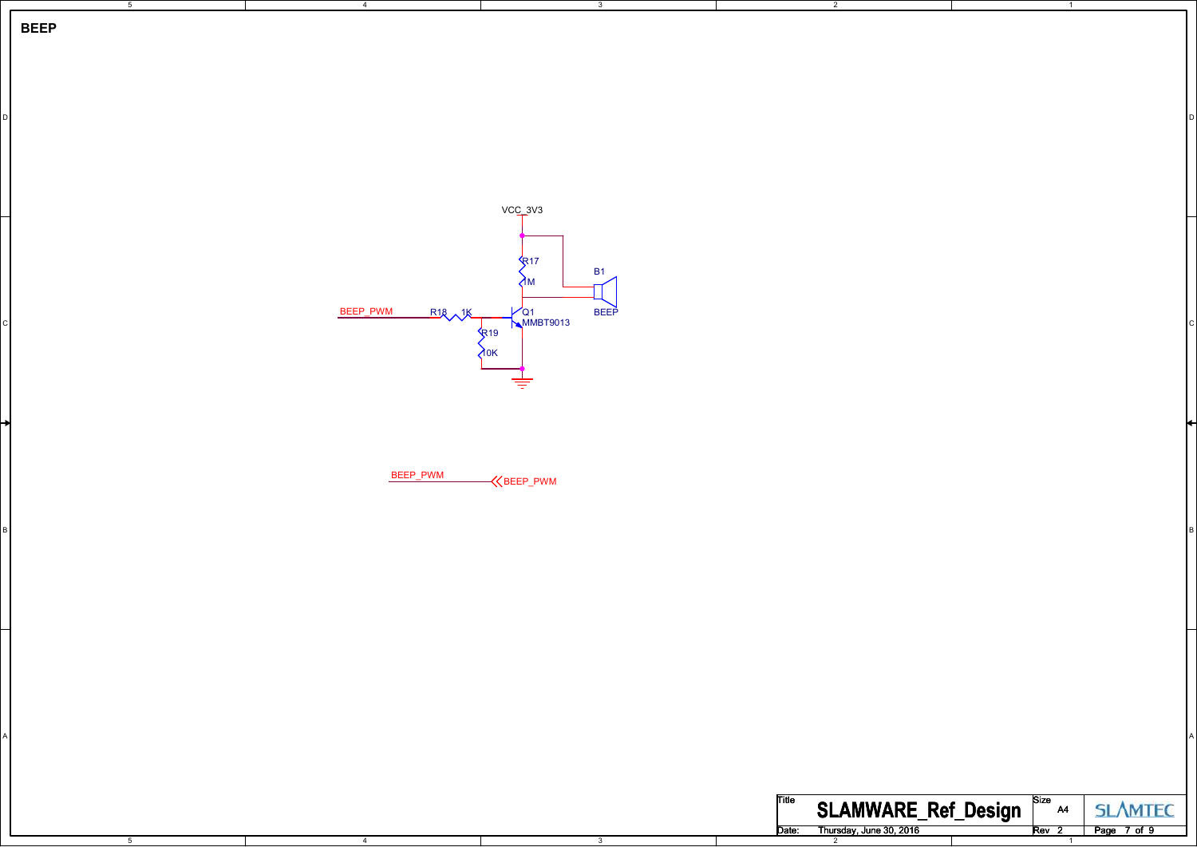**BEEP**

VCC_3V3

R17
1M

B1
BEEP

BEEP_PWM

R18 1K

Q1
MMBT9013

R19
10K

BEEP_PWM

BEEP_PWM

| Title | SLAMWARE_Ref_Design | Size | A4 |
|---|---|---|---|
| Date: | Thursday, June 30, 2016 | Rev | 2 |

SLAMTEC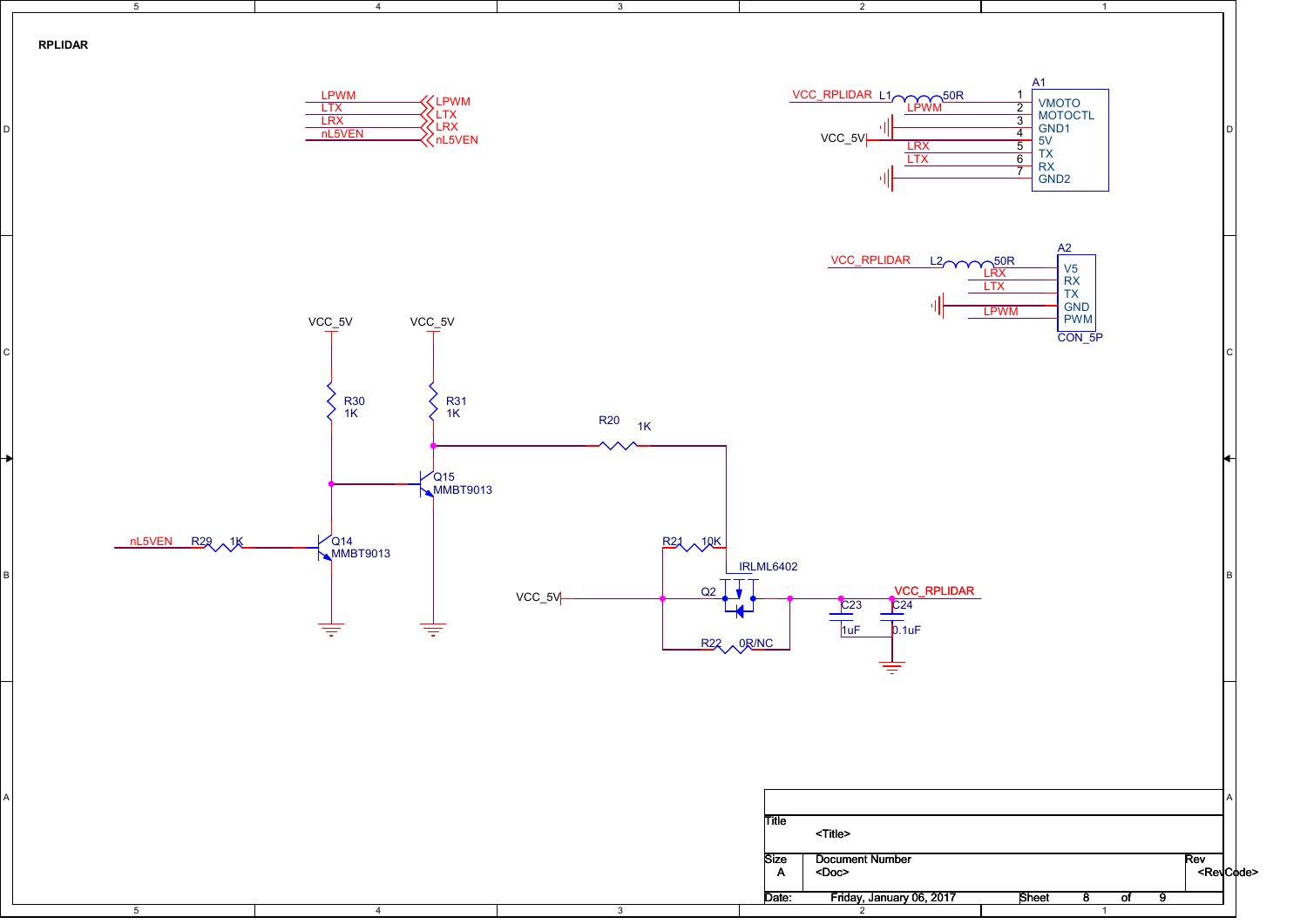# RPLIDAR

LPWM
LTX
LRX
nL5VEN

VCC_RPLIDAR L1 50R

A1

| Pin | Net | Name |
|---|---|---|
| 1 | VCC_RPLIDAR (via L1 50R) | VMOTO |
| 2 | LPWM | MOTOCTL |
| 3 | GND | GND1 |
| 4 | VCC_5V | 5V |
| 5 | LRX | TX |
| 6 | LTX | RX |
| 7 | GND | GND2 |

VCC_RPLIDAR L2 50R

A2 CON_5P

| Net | Name |
|---|---|
| VCC_RPLIDAR (via L2 50R) | V5 |
| LRX | RX |
| LTX | TX |
| GND | GND |
| LPWM | PWM |

VCC_5V VCC_5V

R30 1K

R31 1K

R20 1K

Q15 MMBT9013

nL5VEN R29 1K

Q14 MMBT9013

R21 10K

IRLML6402

Q2

VCC_5V

R22 0R/NC

C23 1uF

C24 0.1uF

VCC_RPLIDAR

Title: <Title>

Size: A

Document Number: <Doc>

Rev: <RevCode>

Date: Friday, January 06, 2017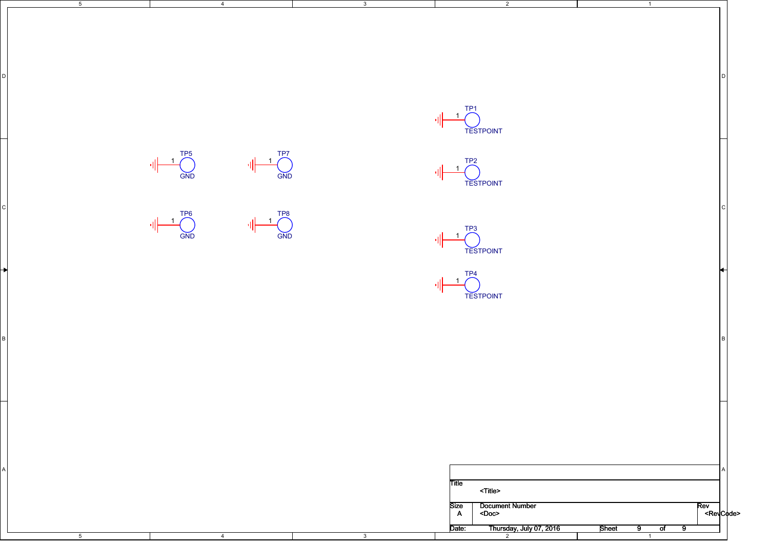TP1
1
TESTPOINT

TP5
1
GND

TP7
1
GND

TP2
1
TESTPOINT

TP6
1
GND

TP8
1
GND

TP3
1
TESTPOINT

TP4
1
TESTPOINT

| | | |
|---|---|---|
| Title | <Title> | |
| Size A | Document Number <Doc> | Rev <RevCode> |
| Date: | Thursday, July 07, 2016 | Sheet 9 of 9 |